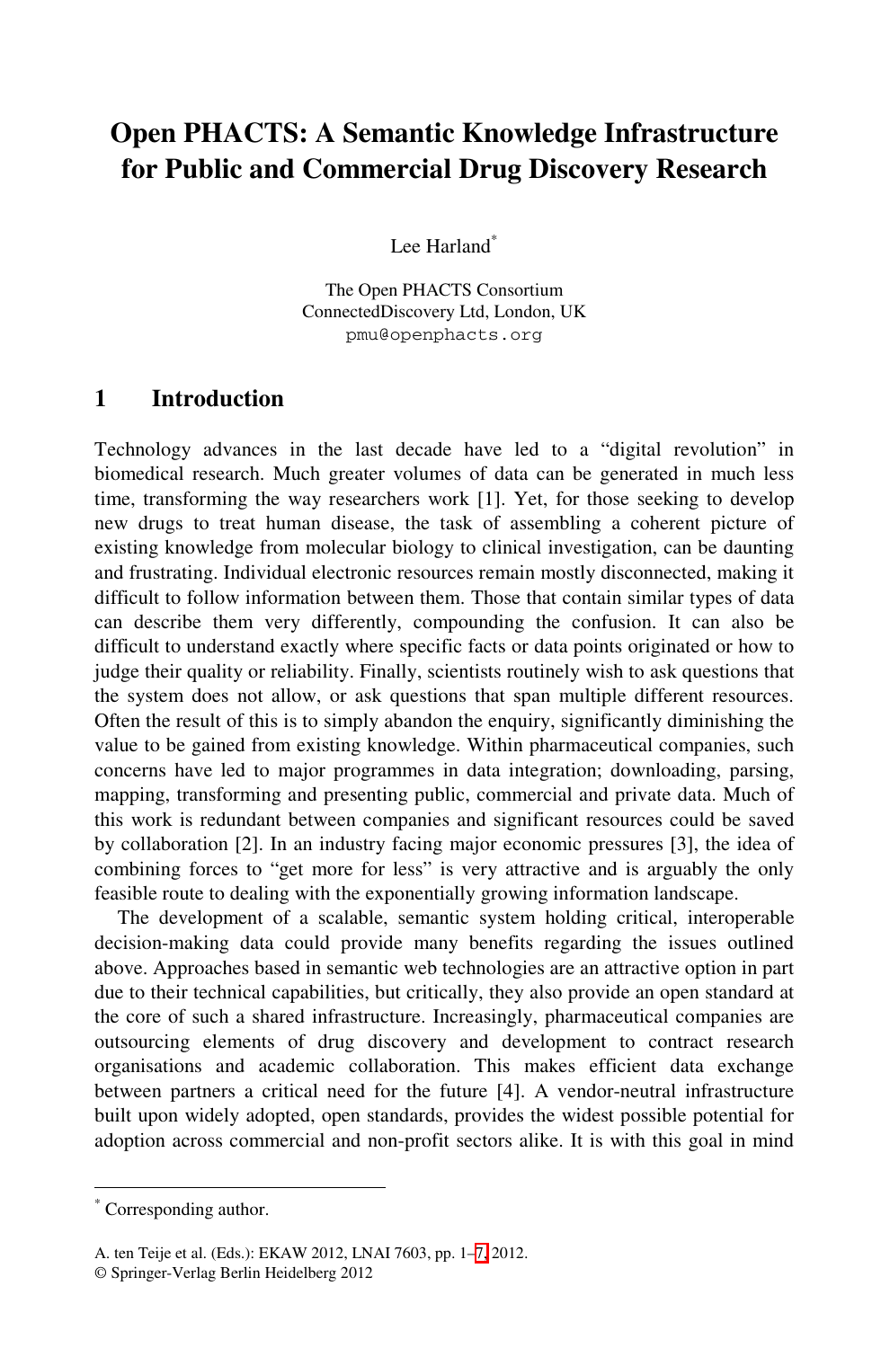# Open PHACTS: A Semantic Knowledge Infrastructure for Public and Commercial Drug Discovery Research

Lee Harland[*]

The Open PHACTS Consortium
ConnectedDiscovery Ltd, London, UK
pmu@openphacts.org

## 1 Introduction

Technology advances in the last decade have led to a "digital revolution" in biomedical research. Much greater volumes of data can be generated in much less time, transforming the way researchers work [1]. Yet, for those seeking to develop new drugs to treat human disease, the task of assembling a coherent picture of existing knowledge from molecular biology to clinical investigation, can be daunting and frustrating. Individual electronic resources remain mostly disconnected, making it difficult to follow information between them. Those that contain similar types of data can describe them very differently, compounding the confusion. It can also be difficult to understand exactly where specific facts or data points originated or how to judge their quality or reliability. Finally, scientists routinely wish to ask questions that the system does not allow, or ask questions that span multiple different resources. Often the result of this is to simply abandon the enquiry, significantly diminishing the value to be gained from existing knowledge. Within pharmaceutical companies, such concerns have led to major programmes in data integration; downloading, parsing, mapping, transforming and presenting public, commercial and private data. Much of this work is redundant between companies and significant resources could be saved by collaboration [2]. In an industry facing major economic pressures [3], the idea of combining forces to "get more for less" is very attractive and is arguably the only feasible route to dealing with the exponentially growing information landscape.

The development of a scalable, semantic system holding critical, interoperable decision-making data could provide many benefits regarding the issues outlined above. Approaches based in semantic web technologies are an attractive option in part due to their technical capabilities, but critically, they also provide an open standard at the core of such a shared infrastructure. Increasingly, pharmaceutical companies are outsourcing elements of drug discovery and development to contract research organisations and academic collaboration. This makes efficient data exchange between partners a critical need for the future [4]. A vendor-neutral infrastructure built upon widely adopted, open standards, provides the widest possible potential for adoption across commercial and non-profit sectors alike. It is with this goal in mind

[*] Corresponding author.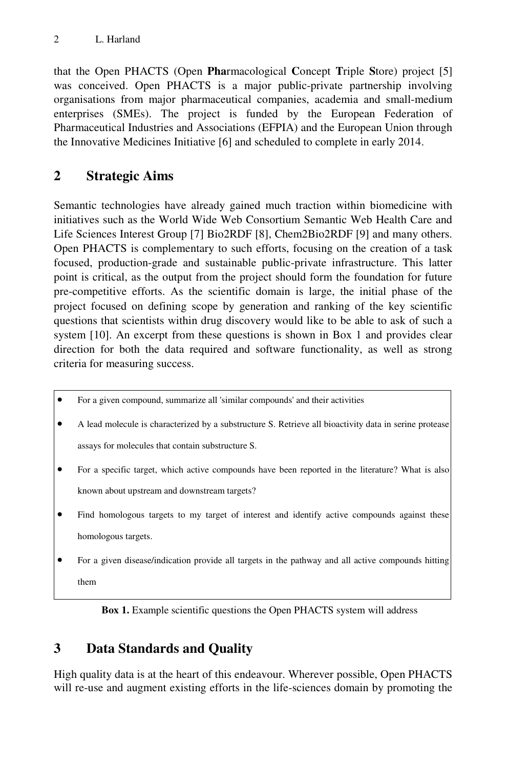that the Open PHACTS (Open **Pha**rmacological **C**oncept **T**riple **S**tore) project [5] was conceived. Open PHACTS is a major public-private partnership involving organisations from major pharmaceutical companies, academia and small-medium enterprises (SMEs). The project is funded by the European Federation of Pharmaceutical Industries and Associations (EFPIA) and the European Union through the Innovative Medicines Initiative [6] and scheduled to complete in early 2014.

## 2 Strategic Aims

Semantic technologies have already gained much traction within biomedicine with initiatives such as the World Wide Web Consortium Semantic Web Health Care and Life Sciences Interest Group [7] Bio2RDF [8], Chem2Bio2RDF [9] and many others. Open PHACTS is complementary to such efforts, focusing on the creation of a task focused, production-grade and sustainable public-private infrastructure. This latter point is critical, as the output from the project should form the foundation for future pre-competitive efforts. As the scientific domain is large, the initial phase of the project focused on defining scope by generation and ranking of the key scientific questions that scientists within drug discovery would like to be able to ask of such a system [10]. An excerpt from these questions is shown in Box 1 and provides clear direction for both the data required and software functionality, as well as strong criteria for measuring success.

- For a given compound, summarize all 'similar compounds' and their activities
- A lead molecule is characterized by a substructure S. Retrieve all bioactivity data in serine protease assays for molecules that contain substructure S.
- For a specific target, which active compounds have been reported in the literature? What is also known about upstream and downstream targets?
- Find homologous targets to my target of interest and identify active compounds against these homologous targets.
- For a given disease/indication provide all targets in the pathway and all active compounds hitting them

**Box 1.** Example scientific questions the Open PHACTS system will address

## 3 Data Standards and Quality

High quality data is at the heart of this endeavour. Wherever possible, Open PHACTS will re-use and augment existing efforts in the life-sciences domain by promoting the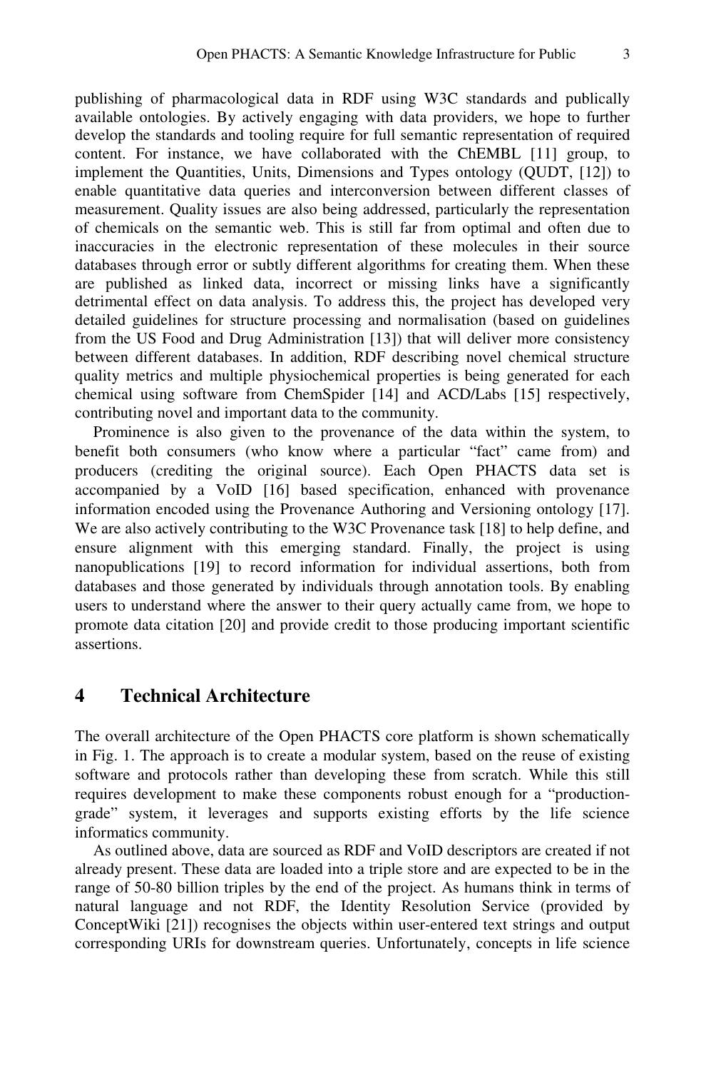publishing of pharmacological data in RDF using W3C standards and publically available ontologies. By actively engaging with data providers, we hope to further develop the standards and tooling require for full semantic representation of required content. For instance, we have collaborated with the ChEMBL [11] group, to implement the Quantities, Units, Dimensions and Types ontology (QUDT, [12]) to enable quantitative data queries and interconversion between different classes of measurement. Quality issues are also being addressed, particularly the representation of chemicals on the semantic web. This is still far from optimal and often due to inaccuracies in the electronic representation of these molecules in their source databases through error or subtly different algorithms for creating them. When these are published as linked data, incorrect or missing links have a significantly detrimental effect on data analysis. To address this, the project has developed very detailed guidelines for structure processing and normalisation (based on guidelines from the US Food and Drug Administration [13]) that will deliver more consistency between different databases. In addition, RDF describing novel chemical structure quality metrics and multiple physiochemical properties is being generated for each chemical using software from ChemSpider [14] and ACD/Labs [15] respectively, contributing novel and important data to the community.

Prominence is also given to the provenance of the data within the system, to benefit both consumers (who know where a particular "fact" came from) and producers (crediting the original source). Each Open PHACTS data set is accompanied by a VoID [16] based specification, enhanced with provenance information encoded using the Provenance Authoring and Versioning ontology [17]. We are also actively contributing to the W3C Provenance task [18] to help define, and ensure alignment with this emerging standard. Finally, the project is using nanopublications [19] to record information for individual assertions, both from databases and those generated by individuals through annotation tools. By enabling users to understand where the answer to their query actually came from, we hope to promote data citation [20] and provide credit to those producing important scientific assertions.

## 4 Technical Architecture

The overall architecture of the Open PHACTS core platform is shown schematically in Fig. 1. The approach is to create a modular system, based on the reuse of existing software and protocols rather than developing these from scratch. While this still requires development to make these components robust enough for a "production-grade" system, it leverages and supports existing efforts by the life science informatics community.

As outlined above, data are sourced as RDF and VoID descriptors are created if not already present. These data are loaded into a triple store and are expected to be in the range of 50-80 billion triples by the end of the project. As humans think in terms of natural language and not RDF, the Identity Resolution Service (provided by ConceptWiki [21]) recognises the objects within user-entered text strings and output corresponding URIs for downstream queries. Unfortunately, concepts in life science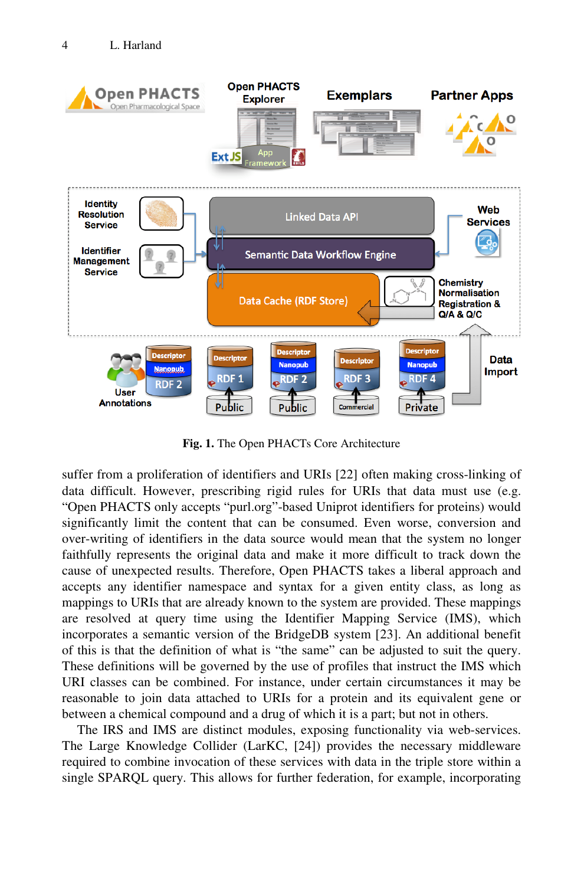**Fig. 1.** The Open PHACTs Core Architecture

suffer from a proliferation of identifiers and URIs [22] often making cross-linking of data difficult. However, prescribing rigid rules for URIs that data must use (e.g. "Open PHACTS only accepts "purl.org"-based Uniprot identifiers for proteins) would significantly limit the content that can be consumed. Even worse, conversion and over-writing of identifiers in the data source would mean that the system no longer faithfully represents the original data and make it more difficult to track down the cause of unexpected results. Therefore, Open PHACTS takes a liberal approach and accepts any identifier namespace and syntax for a given entity class, as long as mappings to URIs that are already known to the system are provided. These mappings are resolved at query time using the Identifier Mapping Service (IMS), which incorporates a semantic version of the BridgeDB system [23]. An additional benefit of this is that the definition of what is "the same" can be adjusted to suit the query. These definitions will be governed by the use of profiles that instruct the IMS which URI classes can be combined. For instance, under certain circumstances it may be reasonable to join data attached to URIs for a protein and its equivalent gene or between a chemical compound and a drug of which it is a part; but not in others.

The IRS and IMS are distinct modules, exposing functionality via web-services. The Large Knowledge Collider (LarKC, [24]) provides the necessary middleware required to combine invocation of these services with data in the triple store within a single SPARQL query. This allows for further federation, for example, incorporating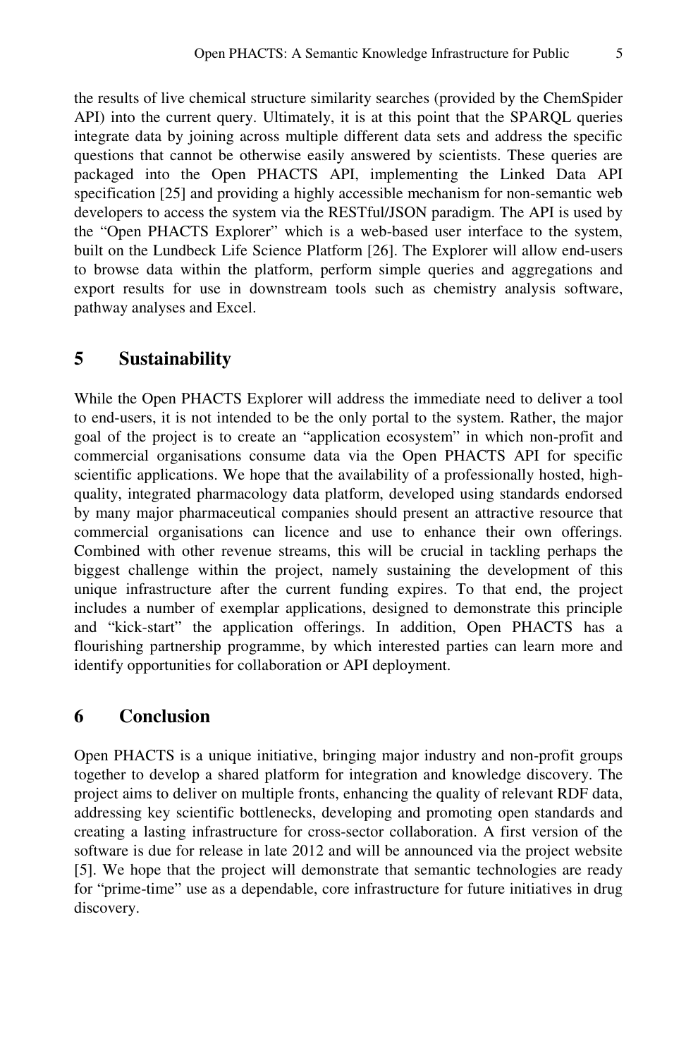the results of live chemical structure similarity searches (provided by the ChemSpider API) into the current query. Ultimately, it is at this point that the SPARQL queries integrate data by joining across multiple different data sets and address the specific questions that cannot be otherwise easily answered by scientists. These queries are packaged into the Open PHACTS API, implementing the Linked Data API specification [25] and providing a highly accessible mechanism for non-semantic web developers to access the system via the RESTful/JSON paradigm. The API is used by the "Open PHACTS Explorer" which is a web-based user interface to the system, built on the Lundbeck Life Science Platform [26]. The Explorer will allow end-users to browse data within the platform, perform simple queries and aggregations and export results for use in downstream tools such as chemistry analysis software, pathway analyses and Excel.

## 5 Sustainability

While the Open PHACTS Explorer will address the immediate need to deliver a tool to end-users, it is not intended to be the only portal to the system. Rather, the major goal of the project is to create an "application ecosystem" in which non-profit and commercial organisations consume data via the Open PHACTS API for specific scientific applications. We hope that the availability of a professionally hosted, high-quality, integrated pharmacology data platform, developed using standards endorsed by many major pharmaceutical companies should present an attractive resource that commercial organisations can licence and use to enhance their own offerings. Combined with other revenue streams, this will be crucial in tackling perhaps the biggest challenge within the project, namely sustaining the development of this unique infrastructure after the current funding expires. To that end, the project includes a number of exemplar applications, designed to demonstrate this principle and "kick-start" the application offerings. In addition, Open PHACTS has a flourishing partnership programme, by which interested parties can learn more and identify opportunities for collaboration or API deployment.

## 6 Conclusion

Open PHACTS is a unique initiative, bringing major industry and non-profit groups together to develop a shared platform for integration and knowledge discovery. The project aims to deliver on multiple fronts, enhancing the quality of relevant RDF data, addressing key scientific bottlenecks, developing and promoting open standards and creating a lasting infrastructure for cross-sector collaboration. A first version of the software is due for release in late 2012 and will be announced via the project website [5]. We hope that the project will demonstrate that semantic technologies are ready for "prime-time" use as a dependable, core infrastructure for future initiatives in drug discovery.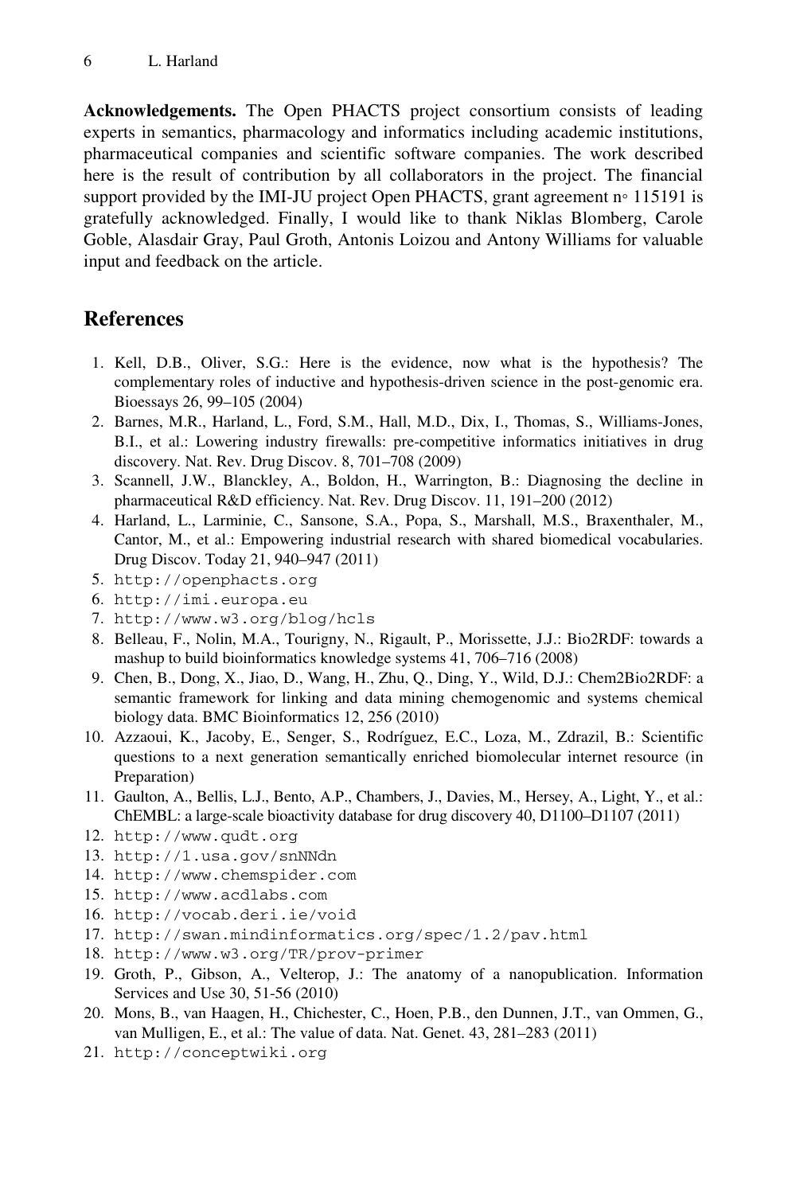**Acknowledgements.** The Open PHACTS project consortium consists of leading experts in semantics, pharmacology and informatics including academic institutions, pharmaceutical companies and scientific software companies. The work described here is the result of contribution by all collaborators in the project. The financial support provided by the IMI-JU project Open PHACTS, grant agreement n◦ 115191 is gratefully acknowledged. Finally, I would like to thank Niklas Blomberg, Carole Goble, Alasdair Gray, Paul Groth, Antonis Loizou and Antony Williams for valuable input and feedback on the article.

## References

1. Kell, D.B., Oliver, S.G.: Here is the evidence, now what is the hypothesis? The complementary roles of inductive and hypothesis-driven science in the post-genomic era. Bioessays 26, 99–105 (2004)
2. Barnes, M.R., Harland, L., Ford, S.M., Hall, M.D., Dix, I., Thomas, S., Williams-Jones, B.I., et al.: Lowering industry firewalls: pre-competitive informatics initiatives in drug discovery. Nat. Rev. Drug Discov. 8, 701–708 (2009)
3. Scannell, J.W., Blanckley, A., Boldon, H., Warrington, B.: Diagnosing the decline in pharmaceutical R&D efficiency. Nat. Rev. Drug Discov. 11, 191–200 (2012)
4. Harland, L., Larminie, C., Sansone, S.A., Popa, S., Marshall, M.S., Braxenthaler, M., Cantor, M., et al.: Empowering industrial research with shared biomedical vocabularies. Drug Discov. Today 21, 940–947 (2011)
5. http://openphacts.org
6. http://imi.europa.eu
7. http://www.w3.org/blog/hcls
8. Belleau, F., Nolin, M.A., Tourigny, N., Rigault, P., Morissette, J.J.: Bio2RDF: towards a mashup to build bioinformatics knowledge systems 41, 706–716 (2008)
9. Chen, B., Dong, X., Jiao, D., Wang, H., Zhu, Q., Ding, Y., Wild, D.J.: Chem2Bio2RDF: a semantic framework for linking and data mining chemogenomic and systems chemical biology data. BMC Bioinformatics 12, 256 (2010)
10. Azzaoui, K., Jacoby, E., Senger, S., Rodríguez, E.C., Loza, M., Zdrazil, B.: Scientific questions to a next generation semantically enriched biomolecular internet resource (in Preparation)
11. Gaulton, A., Bellis, L.J., Bento, A.P., Chambers, J., Davies, M., Hersey, A., Light, Y., et al.: ChEMBL: a large-scale bioactivity database for drug discovery 40, D1100–D1107 (2011)
12. http://www.qudt.org
13. http://1.usa.gov/snNNdn
14. http://www.chemspider.com
15. http://www.acdlabs.com
16. http://vocab.deri.ie/void
17. http://swan.mindinformatics.org/spec/1.2/pav.html
18. http://www.w3.org/TR/prov-primer
19. Groth, P., Gibson, A., Velterop, J.: The anatomy of a nanopublication. Information Services and Use 30, 51-56 (2010)
20. Mons, B., van Haagen, H., Chichester, C., Hoen, P.B., den Dunnen, J.T., van Ommen, G., van Mulligen, E., et al.: The value of data. Nat. Genet. 43, 281–283 (2011)
21. http://conceptwiki.org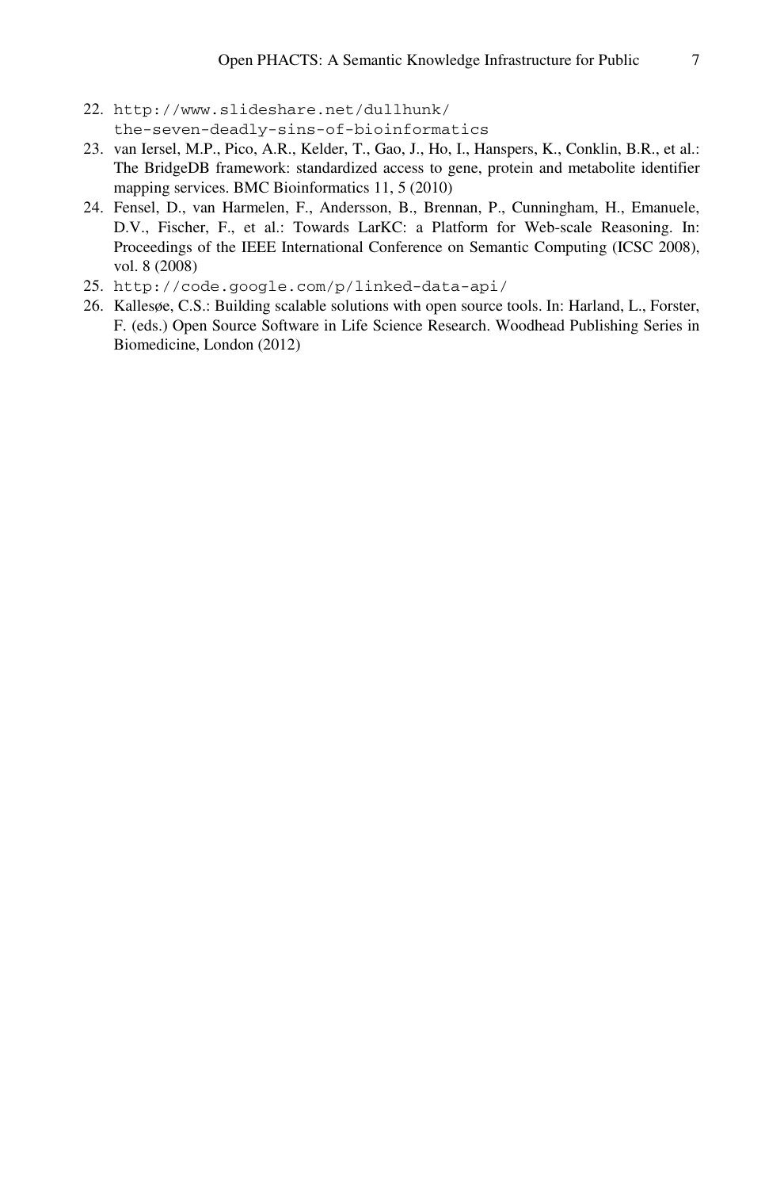22. http://www.slideshare.net/dullhunk/the-seven-deadly-sins-of-bioinformatics
23. van Iersel, M.P., Pico, A.R., Kelder, T., Gao, J., Ho, I., Hanspers, K., Conklin, B.R., et al.: The BridgeDB framework: standardized access to gene, protein and metabolite identifier mapping services. BMC Bioinformatics 11, 5 (2010)
24. Fensel, D., van Harmelen, F., Andersson, B., Brennan, P., Cunningham, H., Emanuele, D.V., Fischer, F., et al.: Towards LarKC: a Platform for Web-scale Reasoning. In: Proceedings of the IEEE International Conference on Semantic Computing (ICSC 2008), vol. 8 (2008)
25. http://code.google.com/p/linked-data-api/
26. Kallesøe, C.S.: Building scalable solutions with open source tools. In: Harland, L., Forster, F. (eds.) Open Source Software in Life Science Research. Woodhead Publishing Series in Biomedicine, London (2012)